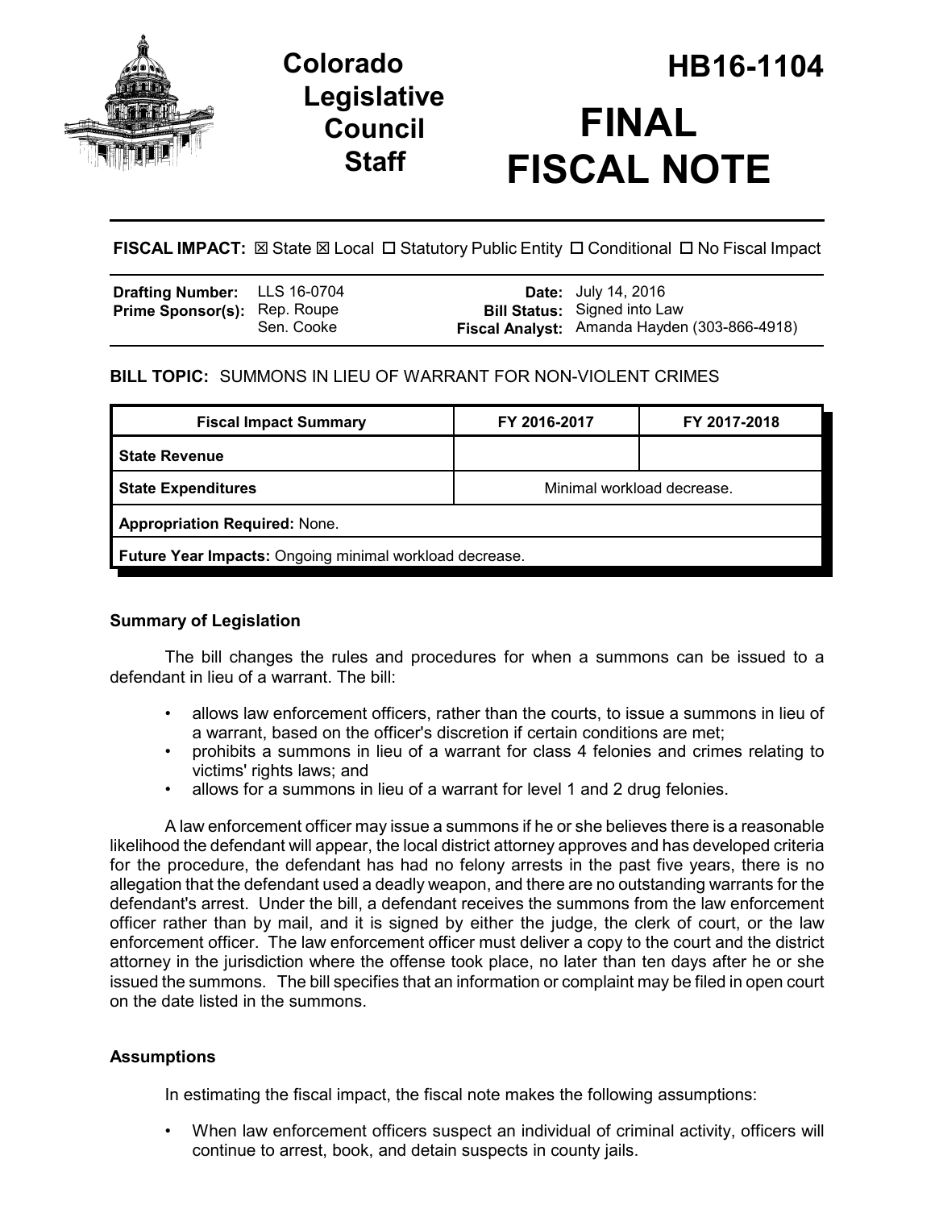# Colorado Legislative Council Staff

# HB16-1104

# FINAL FISCAL NOTE

**FISCAL IMPACT:** ☒ State ☒ Local ☐ Statutory Public Entity ☐ Conditional ☐ No Fiscal Impact

| | | | |
|---|---|---|---|
| **Drafting Number:** | LLS 16-0704 | **Date:** | July 14, 2016 |
| **Prime Sponsor(s):** | Rep. Roupe<br>Sen. Cooke | **Bill Status:** | Signed into Law |
| | | **Fiscal Analyst:** | Amanda Hayden (303-866-4918) |

**BILL TOPIC:** SUMMONS IN LIEU OF WARRANT FOR NON-VIOLENT CRIMES

| Fiscal Impact Summary | FY 2016-2017 | FY 2017-2018 |
|---|---|---|
| **State Revenue** | | |
| **State Expenditures** | Minimal workload decrease. | |
| **Appropriation Required:** None. | | |
| **Future Year Impacts:** Ongoing minimal workload decrease. | | |

### Summary of Legislation

The bill changes the rules and procedures for when a summons can be issued to a defendant in lieu of a warrant. The bill:

- allows law enforcement officers, rather than the courts, to issue a summons in lieu of a warrant, based on the officer's discretion if certain conditions are met;
- prohibits a summons in lieu of a warrant for class 4 felonies and crimes relating to victims' rights laws; and
- allows for a summons in lieu of a warrant for level 1 and 2 drug felonies.

A law enforcement officer may issue a summons if he or she believes there is a reasonable likelihood the defendant will appear, the local district attorney approves and has developed criteria for the procedure, the defendant has had no felony arrests in the past five years, there is no allegation that the defendant used a deadly weapon, and there are no outstanding warrants for the defendant's arrest. Under the bill, a defendant receives the summons from the law enforcement officer rather than by mail, and it is signed by either the judge, the clerk of court, or the law enforcement officer. The law enforcement officer must deliver a copy to the court and the district attorney in the jurisdiction where the offense took place, no later than ten days after he or she issued the summons. The bill specifies that an information or complaint may be filed in open court on the date listed in the summons.

### Assumptions

In estimating the fiscal impact, the fiscal note makes the following assumptions:

- When law enforcement officers suspect an individual of criminal activity, officers will continue to arrest, book, and detain suspects in county jails.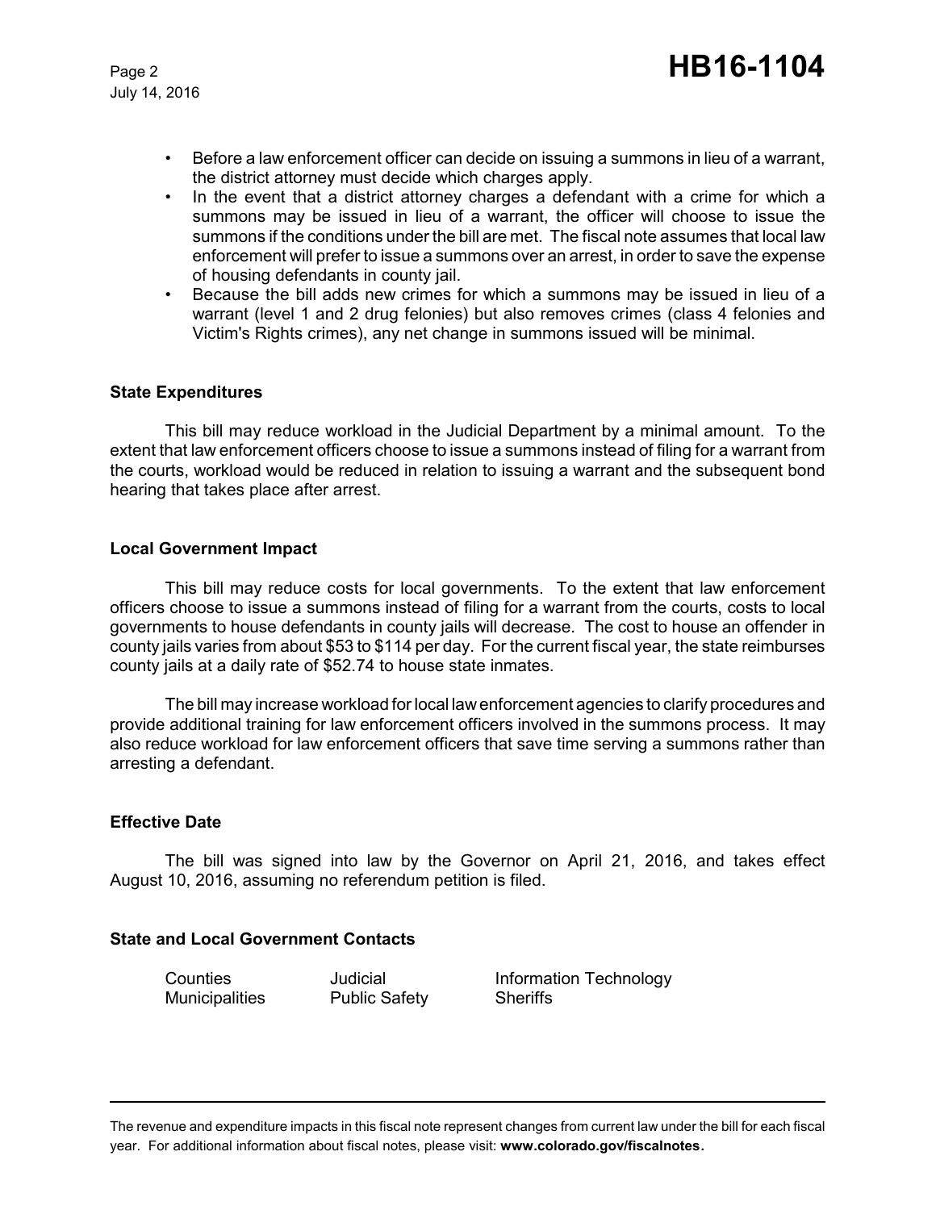- Before a law enforcement officer can decide on issuing a summons in lieu of a warrant, the district attorney must decide which charges apply.
- In the event that a district attorney charges a defendant with a crime for which a summons may be issued in lieu of a warrant, the officer will choose to issue the summons if the conditions under the bill are met. The fiscal note assumes that local law enforcement will prefer to issue a summons over an arrest, in order to save the expense of housing defendants in county jail.
- Because the bill adds new crimes for which a summons may be issued in lieu of a warrant (level 1 and 2 drug felonies) but also removes crimes (class 4 felonies and Victim's Rights crimes), any net change in summons issued will be minimal.

### State Expenditures

This bill may reduce workload in the Judicial Department by a minimal amount. To the extent that law enforcement officers choose to issue a summons instead of filing for a warrant from the courts, workload would be reduced in relation to issuing a warrant and the subsequent bond hearing that takes place after arrest.

### Local Government Impact

This bill may reduce costs for local governments. To the extent that law enforcement officers choose to issue a summons instead of filing for a warrant from the courts, costs to local governments to house defendants in county jails will decrease. The cost to house an offender in county jails varies from about $53 to $114 per day. For the current fiscal year, the state reimburses county jails at a daily rate of $52.74 to house state inmates.

The bill may increase workload for local law enforcement agencies to clarify procedures and provide additional training for law enforcement officers involved in the summons process. It may also reduce workload for law enforcement officers that save time serving a summons rather than arresting a defendant.

### Effective Date

The bill was signed into law by the Governor on April 21, 2016, and takes effect August 10, 2016, assuming no referendum petition is filed.

### State and Local Government Contacts

| | | |
|---|---|---|
| Counties | Judicial | Information Technology |
| Municipalities | Public Safety | Sheriffs |

The revenue and expenditure impacts in this fiscal note represent changes from current law under the bill for each fiscal year. For additional information about fiscal notes, please visit: **www.colorado.gov/fiscalnotes.**